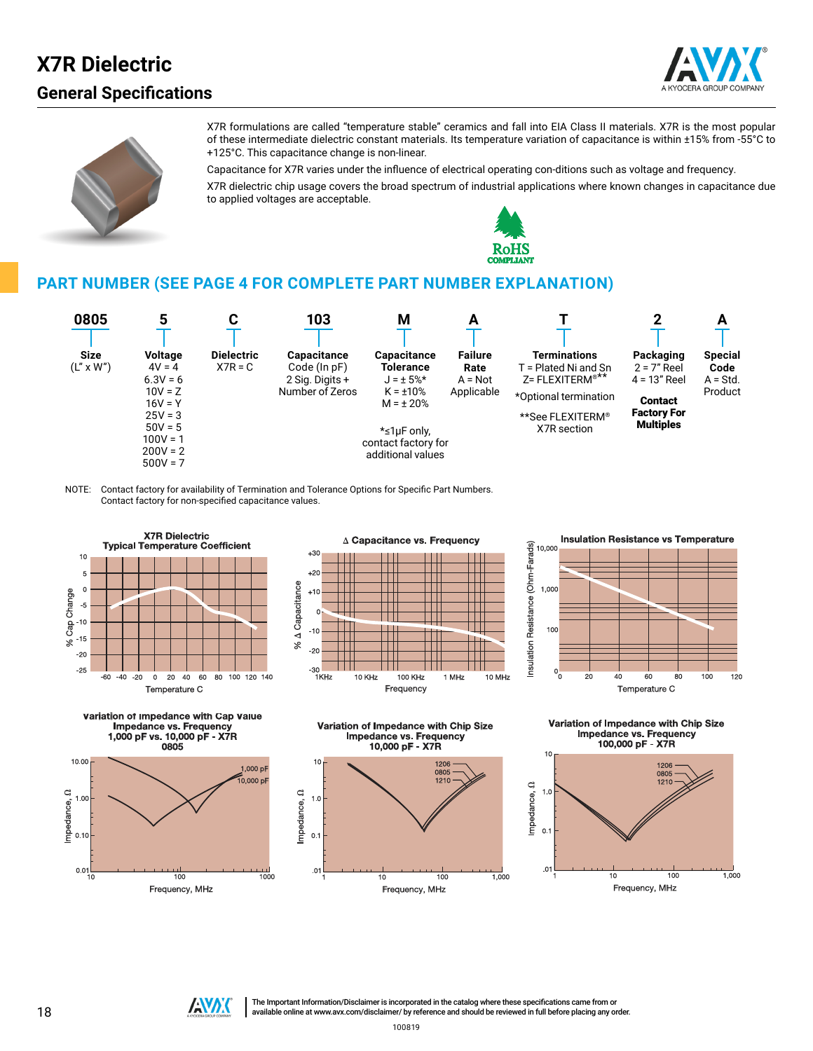# X7R Dielectric

## General Specifications

X7R formulations are called "temperature stable" ceramics and fall into EIA Class II materials. X7R is the most popular of these intermediate dielectric constant materials. Its temperature variation of capacitance is within ±15% from -55°C to +125°C. This capacitance change is non-linear.

Capacitance for X7R varies under the influence of electrical operating con-ditions such as voltage and frequency.

X7R dielectric chip usage covers the broad spectrum of industrial applications where known changes in capacitance due to applied voltages are acceptable.

RoHS COMPLIANT

## PART NUMBER (SEE PAGE 4 FOR COMPLETE PART NUMBER EXPLANATION)

| 0805 | 5 | C | 103 | M | A | T | 2 | A |
|---|---|---|---|---|---|---|---|---|
| **Size** (L" x W") | **Voltage** 4V = 4, 6.3V = 6, 10V = Z, 16V = Y, 25V = 3, 50V = 5, 100V = 1, 200V = 2, 500V = 7 | **Dielectric** X7R = C | **Capacitance** Code (In pF) 2 Sig. Digits + Number of Zeros | **Capacitance Tolerance** J = ± 5%*, K = ±10%, M = ± 20%. *≤1μF only, contact factory for additional values | **Failure Rate** A = Not Applicable | **Terminations** T = Plated Ni and Sn, Z= FLEXITERM®**. *Optional termination. **See FLEXITERM® X7R section | **Packaging** 2 = 7" Reel, 4 = 13" Reel. **Contact Factory For Multiples** | **Special Code** A = Std. Product |

NOTE: Contact factory for availability of Termination and Tolerance Options for Specific Part Numbers.
Contact factory for non-specified capacitance values.

**X7R Dielectric Typical Temperature Coefficient** (% Cap Change vs. Temperature C)

**Δ Capacitance vs. Frequency** (% Δ Capacitance vs. Frequency)

**Insulation Resistance vs Temperature** (Insulation Resistance (Ohm-Farads) vs. Temperature C)

**Variation of Impedance with Cap Value — Impedance vs. Frequency — 1,000 pF vs. 10,000 pF - X7R — 0805** (Impedance, Ω vs. Frequency, MHz)

**Variation of Impedance with Chip Size — Impedance vs. Frequency — 10,000 pF - X7R** (1206, 0805, 1210; Impedance, Ω vs. Frequency, MHz)

**Variation of Impedance with Chip Size — Impedance vs. Frequency — 100,000 pF - X7R** (1206, 0805, 1210; Impedance, Ω vs. Frequency, MHz)

The Important Information/Disclaimer is incorporated in the catalog where these specifications came from or available online at www.avx.com/disclaimer/ by reference and should be reviewed in full before placing any order.

100819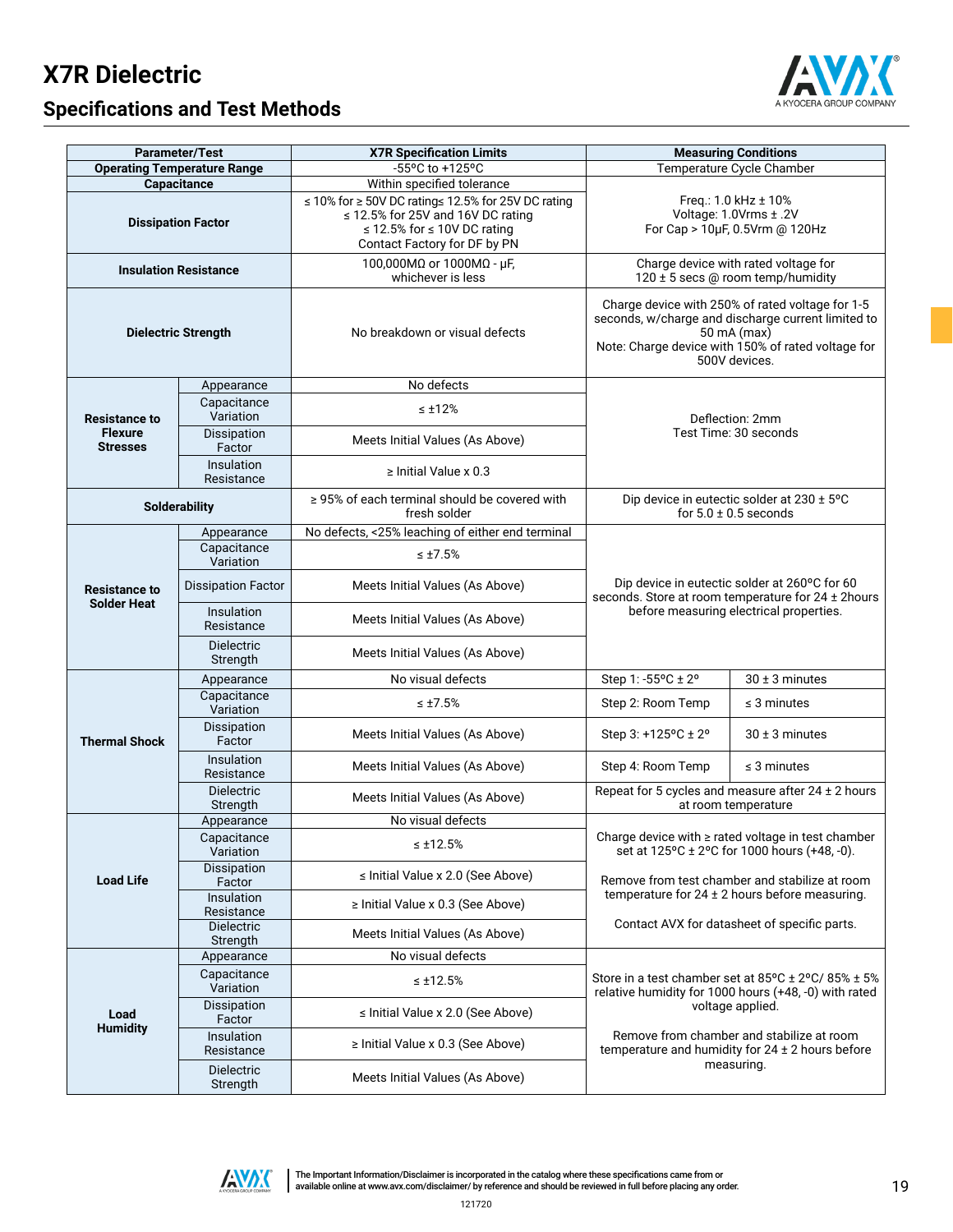# X7R Dielectric

## Specifications and Test Methods

| Parameter/Test | | X7R Specification Limits | Measuring Conditions | |
|---|---|---|---|---|
| Operating Temperature Range | | -55ºC to +125ºC | Temperature Cycle Chamber | |
| Capacitance | | Within specified tolerance | Freq.: 1.0 kHz ± 10%<br>Voltage: 1.0Vrms ± .2V<br>For Cap > 10µF, 0.5Vrm @ 120Hz | |
| Dissipation Factor | | ≤ 10% for ≥ 50V DC ratings≤ 12.5% for 25V DC rating<br>≤ 12.5% for 25V and 16V DC rating<br>≤ 12.5% for ≤ 10V DC rating<br>Contact Factory for DF by PN | | |
| Insulation Resistance | | 100,000MΩ or 1000MΩ - µF,<br>whichever is less | Charge device with rated voltage for<br>120 ± 5 secs @ room temp/humidity | |
| Dielectric Strength | | No breakdown or visual defects | Charge device with 250% of rated voltage for 1-5 seconds, w/charge and discharge current limited to 50 mA (max)<br>Note: Charge device with 150% of rated voltage for 500V devices. | |
| Resistance to Flexure Stresses | Appearance | No defects | Deflection: 2mm<br>Test Time: 30 seconds | |
| | Capacitance Variation | ≤ ±12% | | |
| | Dissipation Factor | Meets Initial Values (As Above) | | |
| | Insulation Resistance | ≥ Initial Value x 0.3 | | |
| Solderability | | ≥ 95% of each terminal should be covered with fresh solder | Dip device in eutectic solder at 230 ± 5ºC<br>for 5.0 ± 0.5 seconds | |
| Resistance to Solder Heat | Appearance | No defects, <25% leaching of either end terminal | Dip device in eutectic solder at 260ºC for 60 seconds. Store at room temperature for 24 ± 2hours before measuring electrical properties. | |
| | Capacitance Variation | ≤ ±7.5% | | |
| | Dissipation Factor | Meets Initial Values (As Above) | | |
| | Insulation Resistance | Meets Initial Values (As Above) | | |
| | Dielectric Strength | Meets Initial Values (As Above) | | |
| Thermal Shock | Appearance | No visual defects | Step 1: -55ºC ± 2º | 30 ± 3 minutes |
| | Capacitance Variation | ≤ ±7.5% | Step 2: Room Temp | ≤ 3 minutes |
| | Dissipation Factor | Meets Initial Values (As Above) | Step 3: +125ºC ± 2º | 30 ± 3 minutes |
| | Insulation Resistance | Meets Initial Values (As Above) | Step 4: Room Temp | ≤ 3 minutes |
| | Dielectric Strength | Meets Initial Values (As Above) | Repeat for 5 cycles and measure after 24 ± 2 hours at room temperature | |
| Load Life | Appearance | No visual defects | Charge device with ≥ rated voltage in test chamber set at 125ºC ± 2ºC for 1000 hours (+48, -0).<br><br>Remove from test chamber and stabilize at room temperature for 24 ± 2 hours before measuring.<br><br>Contact AVX for datasheet of specific parts. | |
| | Capacitance Variation | ≤ ±12.5% | | |
| | Dissipation Factor | ≤ Initial Value x 2.0 (See Above) | | |
| | Insulation Resistance | ≥ Initial Value x 0.3 (See Above) | | |
| | Dielectric Strength | Meets Initial Values (As Above) | | |
| Load Humidity | Appearance | No visual defects | Store in a test chamber set at 85ºC ± 2ºC/ 85% ± 5% relative humidity for 1000 hours (+48, -0) with rated voltage applied.<br><br>Remove from chamber and stabilize at room temperature and humidity for 24 ± 2 hours before measuring. | |
| | Capacitance Variation | ≤ ±12.5% | | |
| | Dissipation Factor | ≤ Initial Value x 2.0 (See Above) | | |
| | Insulation Resistance | ≥ Initial Value x 0.3 (See Above) | | |
| | Dielectric Strength | Meets Initial Values (As Above) | | |

The Important Information/Disclaimer is incorporated in the catalog where these specifications came from or available online at www.avx.com/disclaimer/ by reference and should be reviewed in full before placing any order.

121720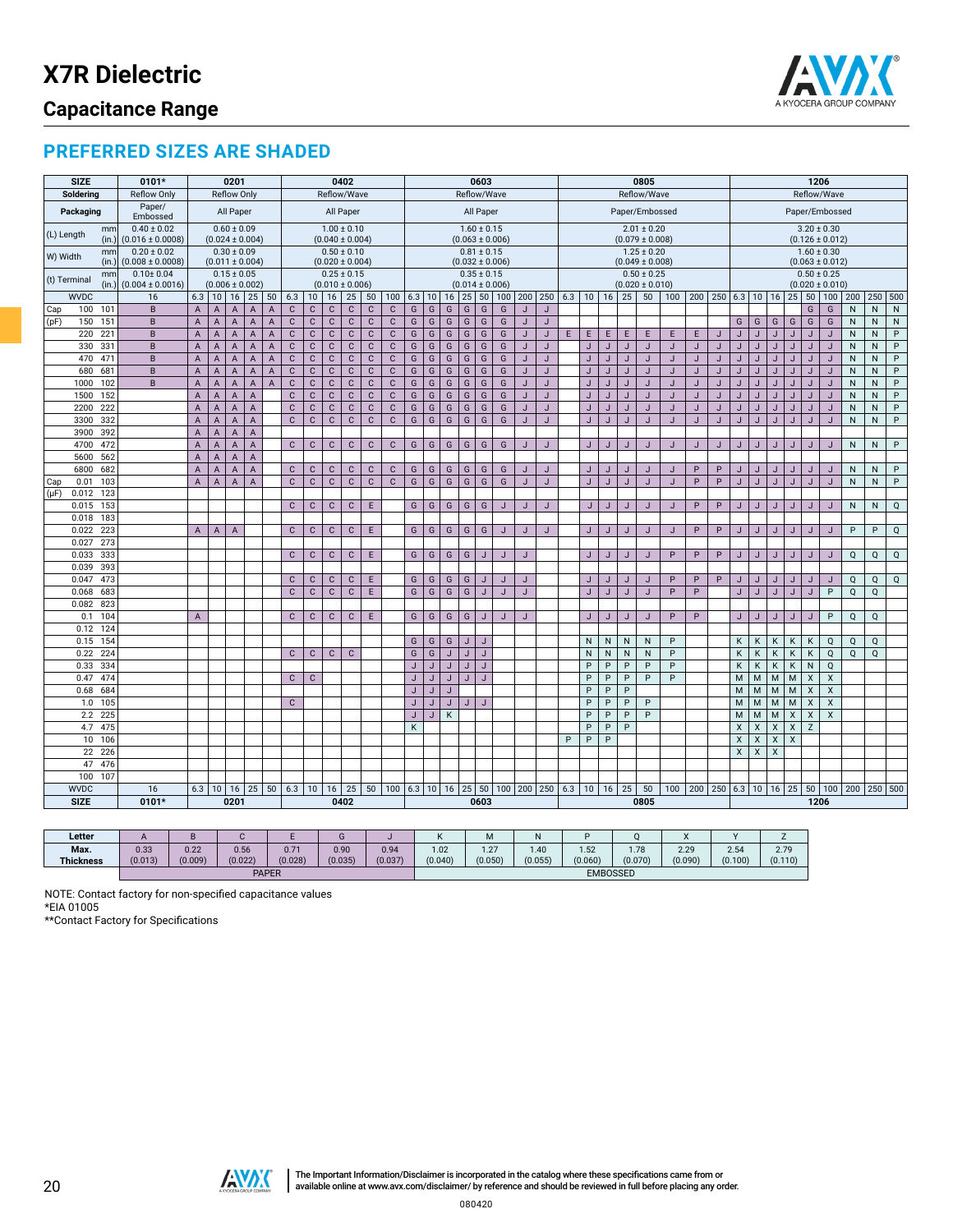# X7R Dielectric

## Capacitance Range

## PREFERRED SIZES ARE SHADED

| SIZE | | 0101* | 0201 | | | | | 0402 | | | | | | 0603 | | | | | | | | 0805 | | | | | | | | 1206 | | | | | | | | |
|---|---|---|---|---|---|---|---|---|---|---|---|---|---|---|---|---|---|---|---|---|---|---|---|---|---|---|---|---|---|---|---|---|---|---|---|---|---|---|
| Soldering | | Reflow Only | Reflow Only | | | | | Reflow/Wave | | | | | | Reflow/Wave | | | | | | | | Reflow/Wave | | | | | | | | Reflow/Wave | | | | | | | | |
| Packaging | | Paper/ Embossed | All Paper | | | | | All Paper | | | | | | All Paper | | | | | | | | Paper/Embossed | | | | | | | | Paper/Embossed | | | | | | | | |
| (L) Length | mm (in.) | 0.40 ± 0.02 (0.016 ± 0.0008) | 0.60 ± 0.09 (0.024 ± 0.004) | | | | | 1.00 ± 0.10 (0.040 ± 0.004) | | | | | | 1.60 ± 0.15 (0.063 ± 0.006) | | | | | | | | 2.01 ± 0.20 (0.079 ± 0.008) | | | | | | | | 3.20 ± 0.30 (0.126 ± 0.012) | | | | | | | | |
| W) Width | mm (in.) | 0.20 ± 0.02 (0.008 ± 0.0008) | 0.30 ± 0.09 (0.011 ± 0.004) | | | | | 0.50 ± 0.10 (0.020 ± 0.004) | | | | | | 0.81 ± 0.15 (0.032 ± 0.006) | | | | | | | | 1.25 ± 0.20 (0.049 ± 0.008) | | | | | | | | 1.60 ± 0.30 (0.063 ± 0.012) | | | | | | | | |
| (t) Terminal | mm (in.) | 0.10± 0.04 (0.004 ± 0.0016) | 0.15 ± 0.05 (0.006 ± 0.002) | | | | | 0.25 ± 0.15 (0.010 ± 0.006) | | | | | | 0.35 ± 0.15 (0.014 ± 0.006) | | | | | | | | 0.50 ± 0.25 (0.020 ± 0.010) | | | | | | | | 0.50 ± 0.25 (0.020 ± 0.010) | | | | | | | | |
| WVDC | | 16 | 6.3 | 10 | 16 | 25 | 50 | 6.3 | 10 | 16 | 25 | 50 | 100 | 6.3 | 10 | 16 | 25 | 50 | 100 | 200 | 250 | 6.3 | 10 | 16 | 25 | 50 | 100 | 200 | 250 | 6.3 | 10 | 16 | 25 | 50 | 100 | 200 | 250 | 500 |
| Cap 100 | 101 | B | A | A | A | A | A | C | C | C | C | C | C | G | G | G | G | G | G | J | J | | | | | | | | | | | | | G | G | N | N | N |
| (pF) 150 | 151 | B | A | A | A | A | A | C | C | C | C | C | C | G | G | G | G | G | G | J | J | | | | | | | | | G | G | G | G | G | G | N | N | N |
| 220 | 221 | B | A | A | A | A | A | C | C | C | C | C | C | G | G | G | G | G | G | J | J | E | E | E | E | E | E | E | J | J | J | J | J | J | J | N | N | P |
| 330 | 331 | B | A | A | A | A | A | C | C | C | C | C | C | G | G | G | G | G | G | J | J | | J | J | J | J | J | J | J | J | J | J | J | J | J | N | N | P |
| 470 | 471 | B | A | A | A | A | A | C | C | C | C | C | C | G | G | G | G | G | G | J | J | | J | J | J | J | J | J | J | J | J | J | J | J | J | N | N | P |
| 680 | 681 | B | A | A | A | A | A | C | C | C | C | C | C | G | G | G | G | G | G | J | J | | J | J | J | J | J | J | J | J | J | J | J | J | J | N | N | P |
| 1000 | 102 | B | A | A | A | A | A | C | C | C | C | C | C | G | G | G | G | G | G | J | J | | J | J | J | J | J | J | J | J | J | J | J | J | J | N | N | P |
| 1500 | 152 | | A | A | A | A | | C | C | C | C | C | C | G | G | G | G | G | G | J | J | | J | J | J | J | J | J | J | J | J | J | J | J | J | N | N | P |
| 2200 | 222 | | A | A | A | A | | C | C | C | C | C | C | G | G | G | G | G | G | J | J | | J | J | J | J | J | J | J | J | J | J | J | J | J | N | N | P |
| 3300 | 332 | | A | A | A | A | | C | C | C | C | C | C | G | G | G | G | G | G | J | J | | J | J | J | J | J | J | J | J | J | J | J | J | J | N | N | P |
| 3900 | 392 | | A | A | A | A | | | | | | | | | | | | | | | | | | | | | | | | | | | | | | | | |
| 4700 | 472 | | A | A | A | A | | C | C | C | C | C | C | G | G | G | G | G | G | J | J | | J | J | J | J | J | J | J | J | J | J | J | J | J | N | N | P |
| 5600 | 562 | | A | A | A | A | | | | | | | | | | | | | | | | | | | | | | | | | | | | | | | | |
| 6800 | 682 | | A | A | A | A | | C | C | C | C | C | C | G | G | G | G | G | G | J | J | | J | J | J | J | J | P | P | J | J | J | J | J | J | N | N | P |
| Cap 0.01 | 103 | | A | A | A | A | | C | C | C | C | C | C | G | G | G | G | G | G | J | J | | J | J | J | J | J | P | P | J | J | J | J | J | J | N | N | P |
| (μF) 0.012 | 123 | | | | | | | | | | | | | | | | | | | | | | | | | | | | | | | | | | | | | |
| 0.015 | 153 | | | | | | | C | C | C | C | E | | G | G | G | G | G | J | J | J | | J | J | J | J | J | P | P | J | J | J | J | J | J | N | N | Q |
| 0.018 | 183 | | | | | | | | | | | | | | | | | | | | | | | | | | | | | | | | | | | | | |
| 0.022 | 223 | | A | A | A | | | C | C | C | C | E | | G | G | G | G | G | J | J | J | | J | J | J | J | J | P | P | J | J | J | J | J | J | P | P | Q |
| 0.027 | 273 | | | | | | | | | | | | | | | | | | | | | | | | | | | | | | | | | | | | | |
| 0.033 | 333 | | | | | | | C | C | C | C | E | | G | G | G | G | J | J | J | | | J | J | J | J | P | P | P | J | J | J | J | J | J | Q | Q | Q |
| 0.039 | 393 | | | | | | | | | | | | | | | | | | | | | | | | | | | | | | | | | | | | | |
| 0.047 | 473 | | | | | | | C | C | C | C | E | | G | G | G | G | J | J | J | | | J | J | J | J | P | P | P | J | J | J | J | J | J | Q | Q | Q |
| 0.068 | 683 | | | | | | | C | C | C | C | E | | G | G | G | G | J | J | J | | | J | J | J | J | P | P | | J | J | J | J | J | P | Q | Q | |
| 0.082 | 823 | | | | | | | | | | | | | | | | | | | | | | | | | | | | | | | | | | | | | |
| 0.1 | 104 | | A | | | | | C | C | C | C | E | | G | G | G | G | J | J | J | | | J | J | J | J | P | P | | J | J | J | J | J | P | Q | Q | |
| 0.12 | 124 | | | | | | | | | | | | | | | | | | | | | | | | | | | | | | | | | | | | | |
| 0.15 | 154 | | | | | | | | | | | | | G | G | G | J | J | | | | | N | N | N | N | P | | | K | K | K | K | K | Q | Q | Q | |
| 0.22 | 224 | | | | | | | C | C | C | C | | | G | G | J | J | J | | | | | N | N | N | N | P | | | K | K | K | K | K | Q | Q | Q | |
| 0.33 | 334 | | | | | | | | | | | | | J | J | J | J | J | | | | | P | P | P | P | P | | | K | K | K | K | N | Q | | | |
| 0.47 | 474 | | | | | | | C | C | | | | | J | J | J | J | J | | | | | P | P | P | P | P | | | M | M | M | M | X | X | | | |
| 0.68 | 684 | | | | | | | | | | | | | J | J | J | | | | | | | P | P | P | | | | | M | M | M | M | X | X | | | |
| 1.0 | 105 | | | | | | | C | | | | | | J | J | J | J | J | | | | | P | P | P | P | | | | M | M | M | M | X | X | | | |
| 2.2 | 225 | | | | | | | | | | | | | J | J | K | | | | | | | P | P | P | P | | | | M | M | M | X | X | X | | | |
| 4.7 | 475 | | | | | | | | | | | | | K | | | | | | | | | P | P | P | | | | | X | X | X | X | Z | | | | |
| 10 | 106 | | | | | | | | | | | | | | | | | | | | | P | P | P | | | | | | X | X | X | X | | | | | |
| 22 | 226 | | | | | | | | | | | | | | | | | | | | | | | | | | | | | X | X | X | | | | | | |
| 47 | 476 | | | | | | | | | | | | | | | | | | | | | | | | | | | | | | | | | | | | | |
| 100 | 107 | | | | | | | | | | | | | | | | | | | | | | | | | | | | | | | | | | | | | |
| WVDC | | 16 | 6.3 | 10 | 16 | 25 | 50 | 6.3 | 10 | 16 | 25 | 50 | 100 | 6.3 | 10 | 16 | 25 | 50 | 100 | 200 | 250 | 6.3 | 10 | 16 | 25 | 50 | 100 | 200 | 250 | 6.3 | 10 | 16 | 25 | 50 | 100 | 200 | 250 | 500 |
| SIZE | | 0101* | 0201 | | | | | 0402 | | | | | | 0603 | | | | | | | | 0805 | | | | | | | | 1206 | | | | | | | | |

| Letter | A | B | C | E | G | J | K | M | N | P | Q | X | Y | Z |
|---|---|---|---|---|---|---|---|---|---|---|---|---|---|---|
| Max. Thickness | 0.33 (0.013) | 0.22 (0.009) | 0.56 (0.022) | 0.71 (0.028) | 0.90 (0.035) | 0.94 (0.037) | 1.02 (0.040) | 1.27 (0.050) | 1.40 (0.055) | 1.52 (0.060) | 1.78 (0.070) | 2.29 (0.090) | 2.54 (0.100) | 2.79 (0.110) |
| | PAPER | | | | | | EMBOSSED | | | | | | | |

NOTE: Contact factory for non-specified capacitance values

*EIA 01005

**Contact Factory for Specifications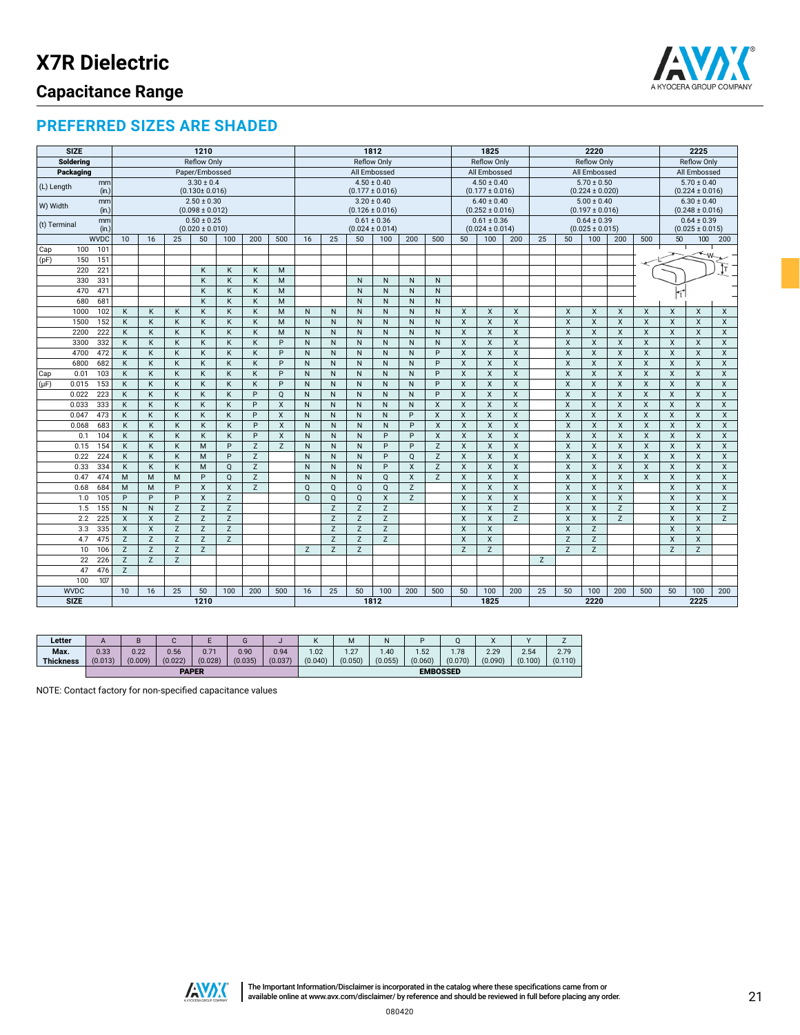# X7R Dielectric

## Capacitance Range

## PREFERRED SIZES ARE SHADED

| SIZE | | 1210 | | | | | | | 1812 | | | | | | 1825 | | | 2220 | | | | | 2225 | | |
|---|---|---|---|---|---|---|---|---|---|---|---|---|---|---|---|---|---|---|---|---|---|---|---|---|---|
| Soldering | | Reflow Only | | | | | | | Reflow Only | | | | | | Reflow Only | | | Reflow Only | | | | | Reflow Only | | |
| Packaging | | Paper/Embossed | | | | | | | All Embossed | | | | | | All Embossed | | | All Embossed | | | | | All Embossed | | |
| (L) Length | mm (in.) | 3.30 ± 0.4 (0.130± 0.016) | | | | | | | 4.50 ± 0.40 (0.177 ± 0.016) | | | | | | 4.50 ± 0.40 (0.177 ± 0.016) | | | 5.70 ± 0.50 (0.224 ± 0.020) | | | | | 5.70 ± 0.40 (0.224 ± 0.016) | | |
| W) Width | mm (in.) | 2.50 ± 0.30 (0.098 ± 0.012) | | | | | | | 3.20 ± 0.40 (0.126 ± 0.016) | | | | | | 6.40 ± 0.40 (0.252 ± 0.016) | | | 5.00 ± 0.40 (0.197 ± 0.016) | | | | | 6.30 ± 0.40 (0.248 ± 0.016) | | |
| (t) Terminal | mm (in.) | 0.50 ± 0.25 (0.020 ± 0.010) | | | | | | | 0.61 ± 0.36 (0.024 ± 0.014) | | | | | | 0.61 ± 0.36 (0.024 ± 0.014) | | | 0.64 ± 0.39 (0.025 ± 0.015) | | | | | 0.64 ± 0.39 (0.025 ± 0.015) | | |
| | WVDC | 10 | 16 | 25 | 50 | 100 | 200 | 500 | 16 | 25 | 50 | 100 | 200 | 500 | 50 | 100 | 200 | 25 | 50 | 100 | 200 | 500 | 50 | 100 | 200 |
| Cap 100 | 101 | | | | | | | | | | | | | | | | | | | | | | | | |
| (pF) 150 | 151 | | | | | | | | | | | | | | | | | | | | | | | | |
| 220 | 221 | | | | K | K | K | M | | | | | | | | | | | | | | | | | |
| 330 | 331 | | | | K | K | K | M | | | N | N | N | N | | | | | | | | | | | |
| 470 | 471 | | | | K | K | K | M | | | N | N | N | N | | | | | | | | | | | |
| 680 | 681 | | | | K | K | K | M | | | N | N | N | N | | | | | | | | | | | |
| 1000 | 102 | K | K | K | K | K | K | M | N | N | N | N | N | N | X | X | X | | X | X | X | X | X | X | X |
| 1500 | 152 | K | K | K | K | K | K | M | N | N | N | N | N | N | X | X | X | | X | X | X | X | X | X | X |
| 2200 | 222 | K | K | K | K | K | K | M | N | N | N | N | N | N | X | X | X | | X | X | X | X | X | X | X |
| 3300 | 332 | K | K | K | K | K | K | P | N | N | N | N | N | N | X | X | X | | X | X | X | X | X | X | X |
| 4700 | 472 | K | K | K | K | K | K | P | N | N | N | N | N | P | X | X | X | | X | X | X | X | X | X | X |
| 6800 | 682 | K | K | K | K | K | K | P | N | N | N | N | N | P | X | X | X | | X | X | X | X | X | X | X |
| Cap 0.01 | 103 | K | K | K | K | K | K | P | N | N | N | N | N | P | X | X | X | | X | X | X | X | X | X | X |
| (µF) 0.015 | 153 | K | K | K | K | K | K | P | N | N | N | N | N | P | X | X | X | | X | X | X | X | X | X | X |
| 0.022 | 223 | K | K | K | K | K | P | Q | N | N | N | N | N | P | X | X | X | | X | X | X | X | X | X | X |
| 0.033 | 333 | K | K | K | K | K | P | X | N | N | N | N | N | X | X | X | X | | X | X | X | X | X | X | X |
| 0.047 | 473 | K | K | K | K | K | P | X | N | N | N | N | P | X | X | X | X | | X | X | X | X | X | X | X |
| 0.068 | 683 | K | K | K | K | K | P | X | N | N | N | N | P | X | X | X | X | | X | X | X | X | X | X | X |
| 0.1 | 104 | K | K | K | K | K | P | X | N | N | N | P | P | X | X | X | X | | X | X | X | X | X | X | X |
| 0.15 | 154 | K | K | K | M | P | Z | Z | N | N | N | P | P | Z | X | X | X | | X | X | X | X | X | X | X |
| 0.22 | 224 | K | K | K | M | P | Z | | N | N | N | P | Q | Z | X | X | X | | X | X | X | X | X | X | X |
| 0.33 | 334 | K | K | K | M | Q | Z | | N | N | N | P | X | Z | X | X | X | | X | X | X | X | X | X | X |
| 0.47 | 474 | M | M | M | P | Q | Z | | N | N | N | Q | X | Z | X | X | X | | X | X | X | X | X | X | X |
| 0.68 | 684 | M | M | P | X | X | Z | | Q | Q | Q | Q | Z | | X | X | X | | X | X | X | | X | X | X |
| 1.0 | 105 | P | P | P | X | Z | | | Q | Q | Q | X | Z | | X | X | X | | X | X | X | | X | X | X |
| 1.5 | 155 | N | N | Z | Z | Z | | | | Z | Z | Z | | | X | X | Z | | X | X | Z | | X | X | Z |
| 2.2 | 225 | X | X | Z | Z | Z | | | | Z | Z | Z | | | X | X | Z | | X | X | Z | | X | X | Z |
| 3.3 | 335 | X | X | Z | Z | Z | | | | Z | Z | Z | | | X | X | | | X | Z | | | X | X | |
| 4.7 | 475 | Z | Z | Z | Z | Z | | | | Z | Z | Z | | | X | X | | | Z | Z | | | X | X | |
| 10 | 106 | Z | Z | Z | Z | | | | Z | Z | Z | | | | Z | Z | | | Z | Z | | | Z | Z | |
| 22 | 226 | Z | Z | Z | | | | | | | | | | | | | | Z | | | | | | | |
| 47 | 476 | Z | | | | | | | | | | | | | | | | | | | | | | | |
| 100 | 107 | | | | | | | | | | | | | | | | | | | | | | | | |
| | WVDC | 10 | 16 | 25 | 50 | 100 | 200 | 500 | 16 | 25 | 50 | 100 | 200 | 500 | 50 | 100 | 200 | 25 | 50 | 100 | 200 | 500 | 50 | 100 | 200 |
| SIZE | | 1210 | | | | | | | 1812 | | | | | | 1825 | | | 2220 | | | | | 2225 | | |

| Letter | A | B | C | E | G | J | K | M | N | P | Q | X | Y | Z |
|---|---|---|---|---|---|---|---|---|---|---|---|---|---|---|
| Max. Thickness | 0.33 (0.013) | 0.22 (0.009) | 0.56 (0.022) | 0.71 (0.028) | 0.90 (0.035) | 0.94 (0.037) | 1.02 (0.040) | 1.27 (0.050) | 1.40 (0.055) | 1.52 (0.060) | 1.78 (0.070) | 2.29 (0.090) | 2.54 (0.100) | 2.79 (0.110) |
| | PAPER | | | | | | EMBOSSED | | | | | | | |

NOTE: Contact factory for non-specified capacitance values

The Important Information/Disclaimer is incorporated in the catalog where these specifications came from or available online at www.avx.com/disclaimer/ by reference and should be reviewed in full before placing any order.

080420